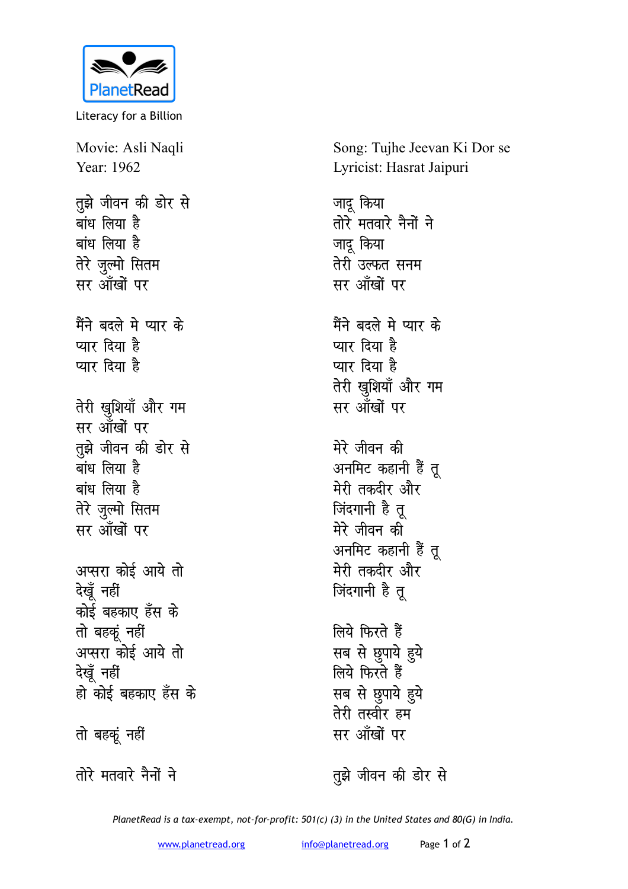PlanetRead

Literacy for a Billion

Movie: Asli Naqli
Year: 1962

Song: Tujhe Jeevan Ki Dor se
Lyricist: Hasrat Jaipuri

तुझे जीवन की डोर से
बांध लिया है
बांध लिया है
तेरे ज़ुल्मो सितम
सर आँखों पर

मैंने बदले मे प्यार के
प्यार दिया है
प्यार दिया है

तेरी ख़ुशियाँ और गम
सर आँखों पर
तुझे जीवन की डोर से
बांध लिया है
बांध लिया है
तेरे ज़ुल्मो सितम
सर आँखों पर

अप्सरा कोई आये तो
देखूँ नहीं
कोई बहकाए हँस के
तो बहकूं नहीं
अप्सरा कोई आये तो
देखूँ नहीं
हो कोई बहकाए हँस के

तो बहकूं नहीं

तोरे मतवारे नैनों ने

जादू किया
तोरे मतवारे नैनों ने
जादू किया
तेरी उल्फत सनम
सर आँखों पर

मैंने बदले मे प्यार के
प्यार दिया है
प्यार दिया है
तेरी ख़ुशियाँ और गम
सर आँखों पर

मेरे जीवन की
अनमिट कहानी हैं तू
मेरी तकदीर और
जिंदगानी है तू
मेरे जीवन की
अनमिट कहानी हैं तू
मेरी तकदीर और
जिंदगानी है तू

लिये फिरते हैं
सब से छुपाये हुये
लिये फिरते हैं
सब से छुपाये हुये
तेरी तस्वीर हम
सर आँखों पर

तुझे जीवन की डोर से

*PlanetRead is a tax-exempt, not-for-profit: 501(c) (3) in the United States and 80(G) in India.*

www.planetread.org info@planetread.org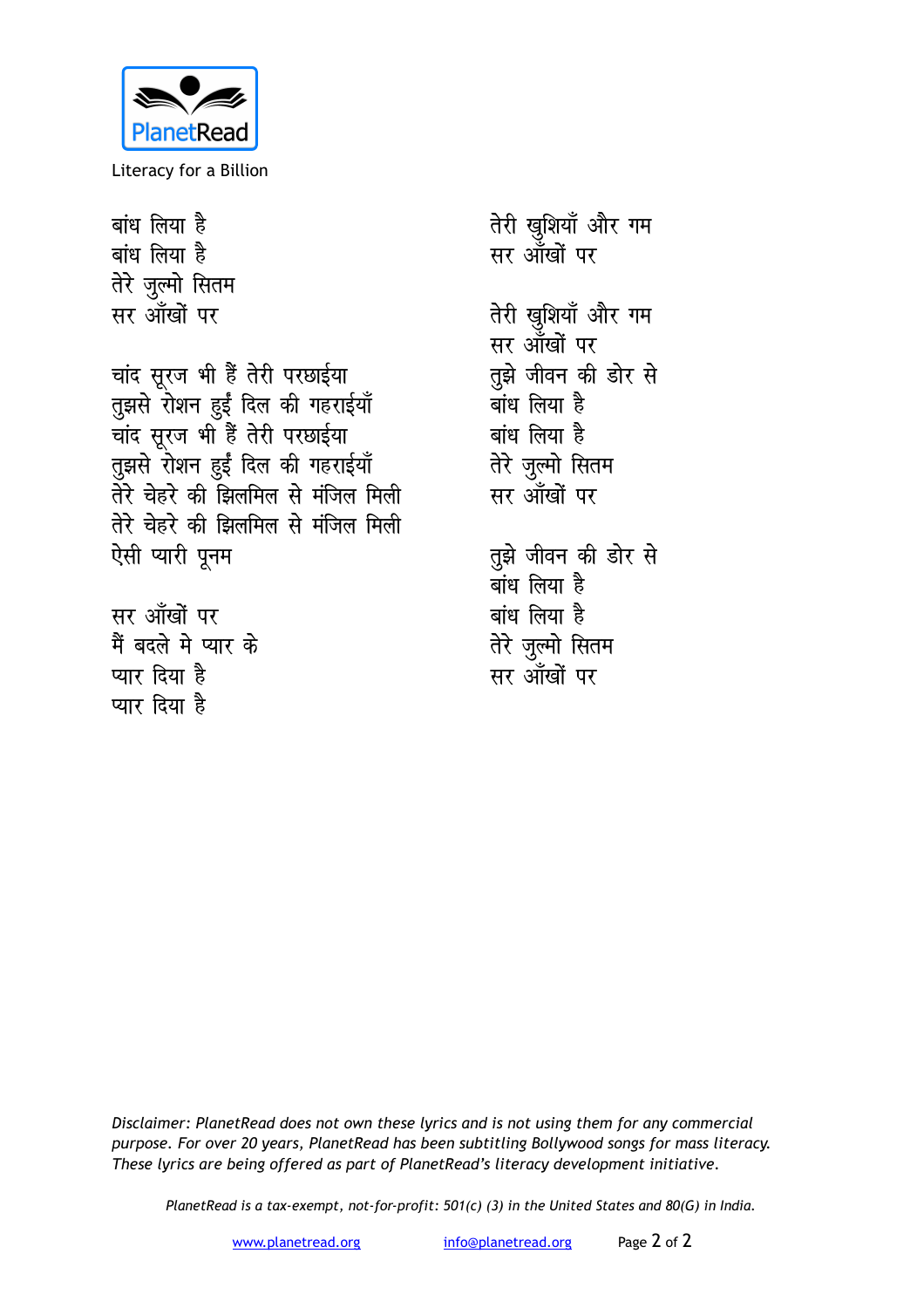PlanetRead

Literacy for a Billion

बांध लिया है
बांध लिया है
तेरे जुल्मो सितम
सर आँखों पर

चांद सूरज भी हैं तेरी परछाईया
तुझसे रोशन हुईं दिल की गहराईयाँ
चांद सूरज भी हैं तेरी परछाईया
तुझसे रोशन हुईं दिल की गहराईयाँ
तेरे चेहरे की झिलमिल से मंजिल मिली
तेरे चेहरे की झिलमिल से मंजिल मिली
ऐसी प्यारी पूनम

सर आँखों पर
मैं बदले मे प्यार के
प्यार दिया है
प्यार दिया है

तेरी खुशियाँ और गम
सर आँखों पर

तेरी खुशियाँ और गम
सर आँखों पर
तुझे जीवन की डोर से
बांध लिया है
बांध लिया है
तेरे जुल्मो सितम
सर आँखों पर

तुझे जीवन की डोर से
बांध लिया है
बांध लिया है
तेरे जुल्मो सितम
सर आँखों पर

*Disclaimer: PlanetRead does not own these lyrics and is not using them for any commercial purpose. For over 20 years, PlanetRead has been subtitling Bollywood songs for mass literacy. These lyrics are being offered as part of PlanetRead's literacy development initiative.*

*PlanetRead is a tax-exempt, not-for-profit: 501(c) (3) in the United States and 80(G) in India.*

www.planetread.org info@planetread.org